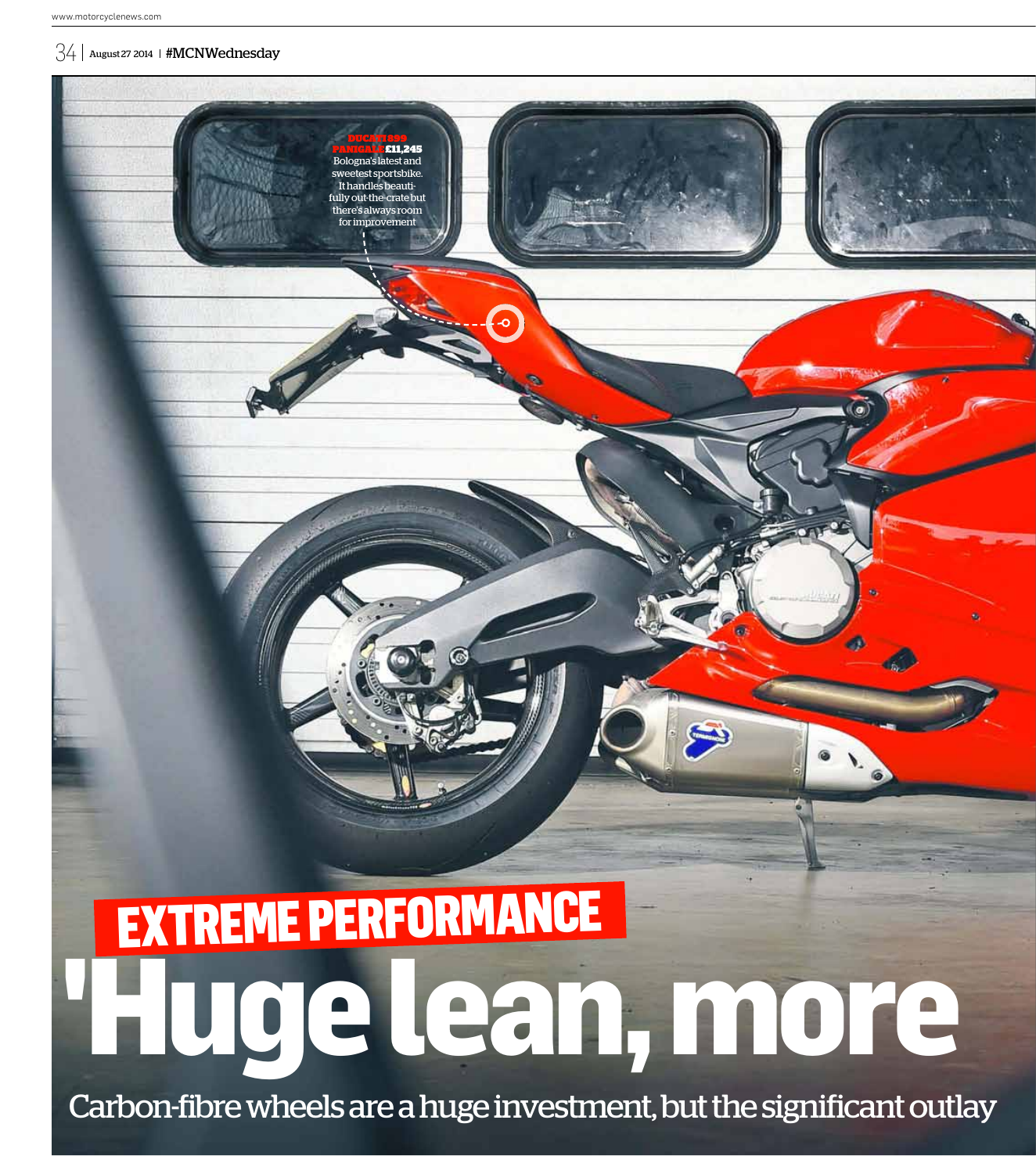**DUCATI 899 PANIGALE £11,245**
Bologna's latest and sweetest sportsbike. It handles beautifully out-the-crate but there's always room for improvement

EXTREME PERFORMANCE

# 'Huge lean, more

Carbon-fibre wheels are a huge investment, but the significant outlay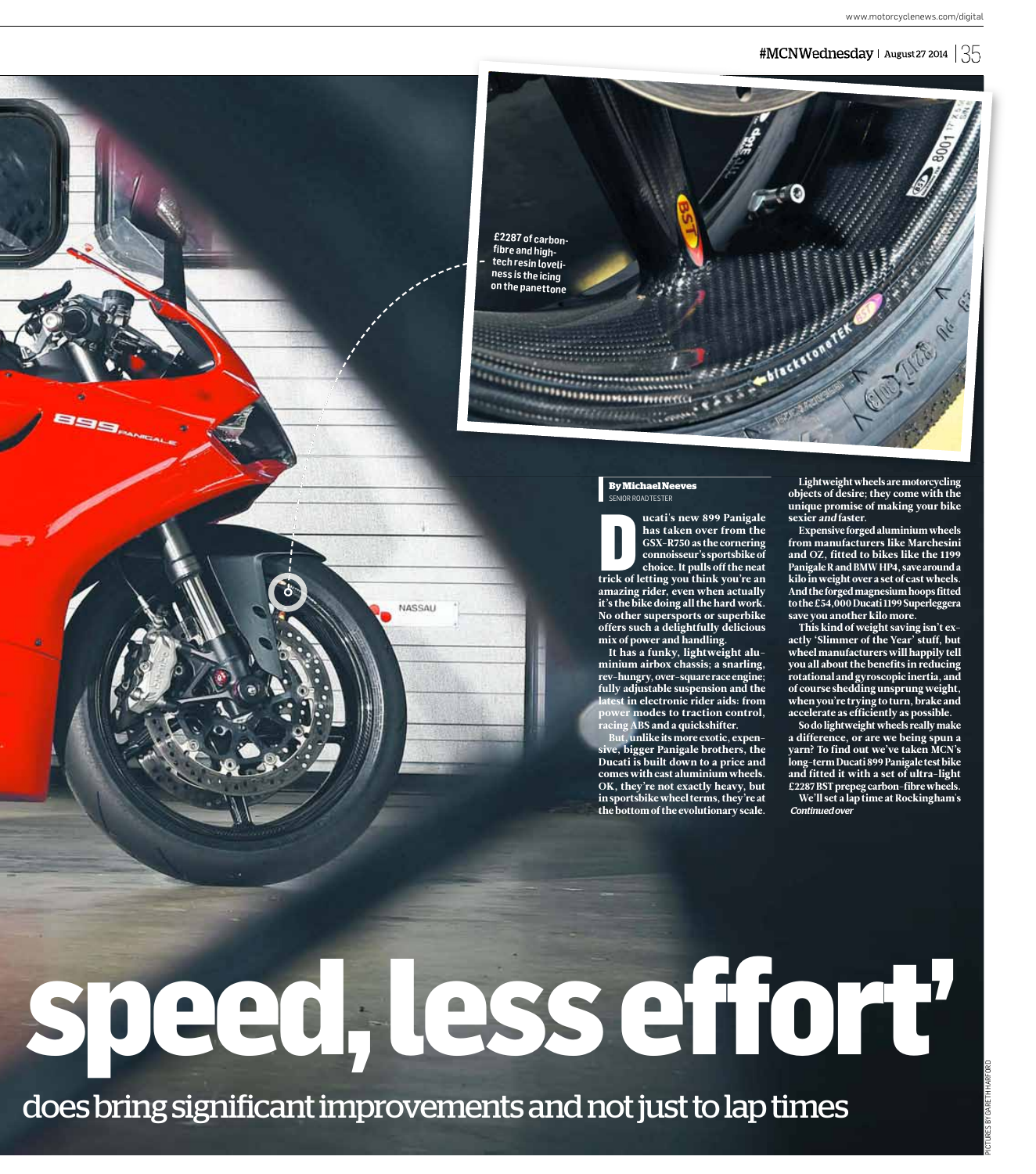£2287 of carbon-fibre and high-tech resin loveliness is the icing on the panettone

# speed, less effort'

## does bring significant improvements and not just to lap times

**By Michael Neeves**
SENIOR ROAD TESTER

**Ducati's new 899 Panigale has taken over from the GSX-R750 as the cornering connoisseur's sportsbike of choice. It pulls off the neat trick of letting you think you're an amazing rider, even when actually it's the bike doing all the hard work. No other supersports or superbike offers such a delightfully delicious mix of power and handling.**

**It has a funky, lightweight aluminium airbox chassis; a snarling, rev-hungry, over-square race engine; fully adjustable suspension and the latest in electronic rider aids: from power modes to traction control, racing ABS and a quickshifter.**

**But, unlike its more exotic, expensive, bigger Panigale brothers, the Ducati is built down to a price and comes with cast aluminium wheels. OK, they're not exactly heavy, but in sportsbike wheel terms, they're at the bottom of the evolutionary scale.**

**Lightweight wheels are motorcycling objects of desire; they come with the unique promise of making your bike sexier *and* faster.**

**Expensive forged aluminium wheels from manufacturers like Marchesini and OZ, fitted to bikes like the 1199 Panigale R and BMW HP4, save around a kilo in weight over a set of cast wheels. And the forged magnesium hoops fitted to the £54,000 Ducati 1199 Superleggera save you another kilo more.**

**This kind of weight saving isn't exactly 'Slimmer of the Year' stuff, but wheel manufacturers will happily tell you all about the benefits in reducing rotational and gyroscopic inertia, and of course shedding unsprung weight, when you're trying to turn, brake and accelerate as efficiently as possible.**

**So do lightweight wheels really make a difference, or are we being spun a yarn? To find out we've taken MCN's long-term Ducati 899 Panigale test bike and fitted it with a set of ultra-light £2287 BST prepeg carbon-fibre wheels.**

**We'll set a lap time at Rockingham's**

*Continued over*

PICTURES BY GARETH HARFORD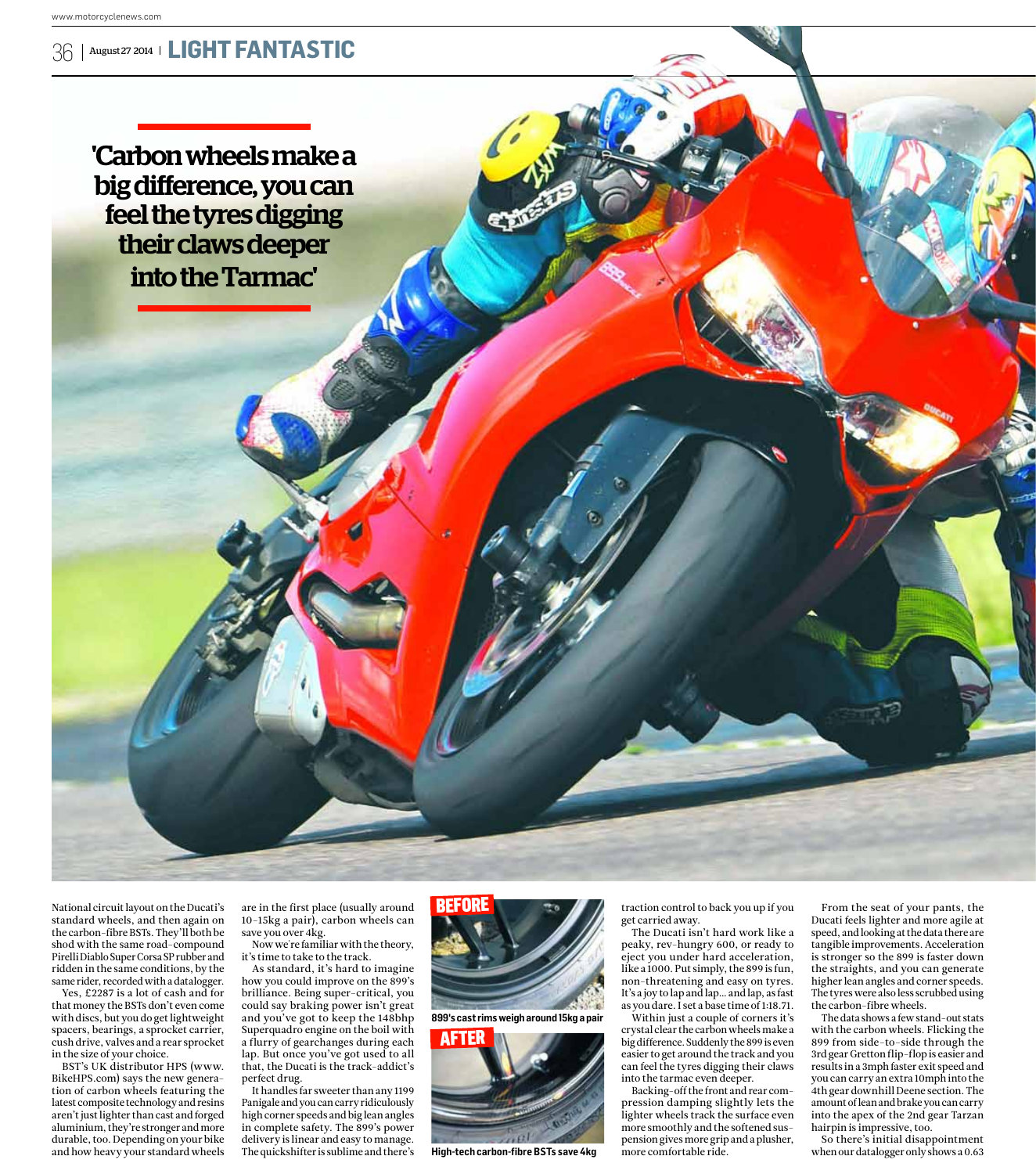## 'Carbon wheels make a big difference, you can feel the tyres digging their claws deeper into the Tarmac'

National circuit layout on the Ducati's standard wheels, and then again on the carbon-fibre BSTs. They'll both be shod with the same road-compound Pirelli Diablo Super Corsa SP rubber and ridden in the same conditions, by the same rider, recorded with a datalogger.

Yes, £2287 is a lot of cash and for that money the BSTs don't even come with discs, but you do get lightweight spacers, bearings, a sprocket carrier, cush drive, valves and a rear sprocket in the size of your choice.

BST's UK distributor HPS (www.BikeHPS.com) says the new generation of carbon wheels featuring the latest composite technology and resins aren't just lighter than cast and forged aluminium, they're stronger and more durable, too. Depending on your bike and how heavy your standard wheels are in the first place (usually around 10-15kg a pair), carbon wheels can save you over 4kg.

Now we're familiar with the theory, it's time to take to the track.

As standard, it's hard to imagine how you could improve on the 899's brilliance. Being super-critical, you could say braking power isn't great and you've got to keep the 148bhp Superquadro engine on the boil with a flurry of gearchanges during each lap. But once you've got used to all that, the Ducati is the track-addict's perfect drug.

It handles far sweeter than any 1199 Panigale and you can carry ridiculously high corner speeds and big lean angles in complete safety. The 899's power delivery is linear and easy to manage. The quickshifter is sublime and there's traction control to back you up if you get carried away.

**BEFORE**

**899's cast rims weigh around 15kg a pair**

**AFTER**

**High-tech carbon-fibre BSTs save 4kg**

The Ducati isn't hard work like a peaky, rev-hungry 600, or ready to eject you under hard acceleration, like a 1000. Put simply, the 899 is fun, non-threatening and easy on tyres. It's a joy to lap and lap... and lap, as fast as you dare. I set a base time of 1:18.71.

Within just a couple of corners it's crystal clear the carbon wheels make a big difference. Suddenly the 899 is even easier to get around the track and you can feel the tyres digging their claws into the tarmac even deeper.

Backing-off the front and rear compression damping slightly lets the lighter wheels track the surface even more smoothly and the softened suspension gives more grip and a plusher, more comfortable ride.

From the seat of your pants, the Ducati feels lighter and more agile at speed, and looking at the data there are tangible improvements. Acceleration is stronger so the 899 is faster down the straights, and you can generate higher lean angles and corner speeds. The tyres were also less scrubbed using the carbon-fibre wheels.

The data shows a few stand-out stats with the carbon wheels. Flicking the 899 from side-to-side through the 3rd gear Gretton flip-flop is easier and results in a 3mph faster exit speed and you can carry an extra 10mph into the 4th gear downhill Deene section. The amount of lean and brake you can carry into the apex of the 2nd gear Tarzan hairpin is impressive, too.

So there's initial disappointment when our datalogger only shows a 0.63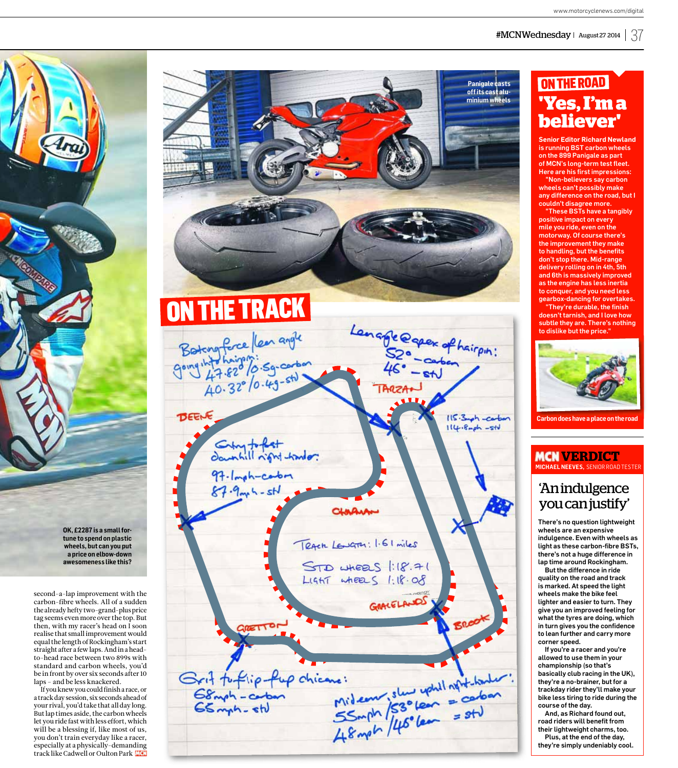OK, £2287 is a small fortune to spend on plastic wheels, but can you put a price on elbow-down awesomeness like this?

second-a-lap improvement with the carbon-fibre wheels. All of a sudden the already hefty two-grand-plus price tag seems even more over the top. But then, with my racer's head on I soon realise that small improvement would equal the length of Rockingham's start straight after a few laps. And in a head-to-head race between two 899s with standard and carbon wheels, you'd be in front by over six seconds after 10 laps – and be less knackered.

If you knew you could finish a race, or a track day session, six seconds ahead of your rival, you'd take that all day long. But lap times aside, the carbon wheels let you ride fast with less effort, which will be a blessing if, like most of us, you don't train everyday like a racer, especially at a physically-demanding track like Cadwell or Oulton Park

Panigale casts off its cast aluminium wheels

## ON THE TRACK

Braking force/lean angle going into hairpin:
47.82°/0.5g-carbon
40.32°/0.4g-std

Lean angle @ apex of hairpin:
52° – carbon
46° – std

TARZAN

DEENE

Going to fast downhill right-hander:
97.1mph-carbon
87.9mph-std

115.3mph-carbon
114.8mph-std

CHAPMAN

TRACK LENGTH: 1.61 miles

STD WHEELS 1:18.71
LIGHT WHEELS 1:18.08

GRACELANDS

BROOK

GRETTON

Grit tu-flip-fup chicane:
68mph-carbon
65mph-std

Mid corner, slow uphill right-hander:
55mph/53° lean = carbon
48mph/46° lean = std

## ON THE ROAD

# 'Yes, I'm a believer'

**Senior Editor Richard Newland is running BST carbon wheels on the 899 Panigale as part of MCN's long-term test fleet. Here are his first impressions:**

**"Non-believers say carbon wheels can't possibly make any difference on the road, but I couldn't disagree more.**

**"These BSTs have a tangibly positive impact on every mile you ride, even on the motorway. Of course there's the improvement they make to handling, but the benefits don't stop there. Mid-range delivery rolling on in 4th, 5th and 6th is massively improved as the engine has less inertia to conquer, and you need less gearbox-dancing for overtakes.**

**"They're durable, the finish doesn't tarnish, and I love how subtle they are. There's nothing to dislike but the price."**

Carbon does have a place on the road

## MCN VERDICT

MICHAEL NEEVES, SENIOR ROAD TESTER

# 'An indulgence you can justify'

**There's no question lightweight wheels are an expensive indulgence. Even with wheels as light as these carbon-fibre BSTs, there's not a huge difference in lap time around Rockingham.**

**But the difference in ride quality on the road and track is marked. At speed the light wheels make the bike feel lighter and easier to turn. They give you an improved feeling for what the tyres are doing, which in turn gives you the confidence to lean further and carry more corner speed.**

**If you're a racer and you're allowed to use them in your championship (so that's basically club racing in the UK), they're a no-brainer, but for a trackday rider they'll make your bike less tiring to ride during the course of the day.**

**And, as Richard found out, road riders will benefit from their lightweight charms, too.**

**Plus, at the end of the day, they're simply undeniably cool.**